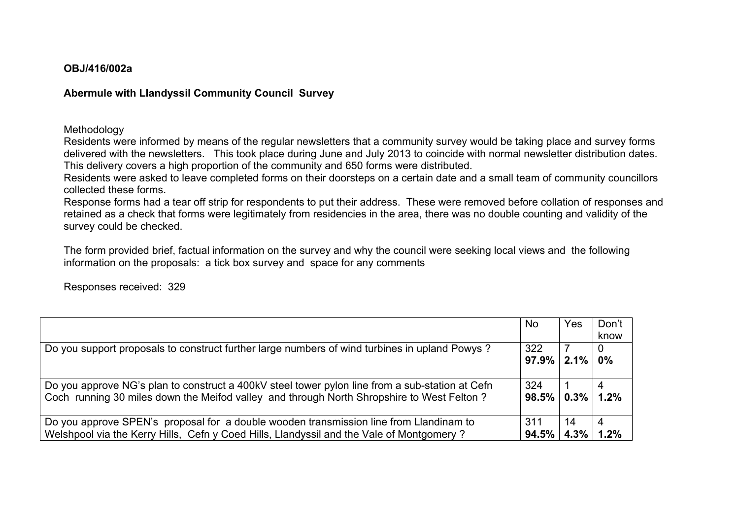**OBJ/416/002a**

**Abermule with Llandyssil Community Council Survey**

Methodology

Residents were informed by means of the regular newsletters that a community survey would be taking place and survey forms delivered with the newsletters. This took place during June and July 2013 to coincide with normal newsletter distribution dates. This delivery covers a high proportion of the community and 650 forms were distributed.

Residents were asked to leave completed forms on their doorsteps on a certain date and a small team of community councillors collected these forms.

Response forms had a tear off strip for respondents to put their address. These were removed before collation of responses and retained as a check that forms were legitimately from residencies in the area, there was no double counting and validity of the survey could be checked.

The form provided brief, factual information on the survey and why the council were seeking local views and the following information on the proposals: a tick box survey and space for any comments

Responses received: 329

| | No | Yes | Don't know |
|---|---|---|---|
| Do you support proposals to construct further large numbers of wind turbines in upland Powys ? | 322 **97.9%** | 7 **2.1%** | 0 **0%** |
| Do you approve NG's plan to construct a 400kV steel tower pylon line from a sub-station at Cefn Coch running 30 miles down the Meifod valley and through North Shropshire to West Felton ? | 324 **98.5%** | 1 **0.3%** | 4 **1.2%** |
| Do you approve SPEN's proposal for a double wooden transmission line from Llandinam to Welshpool via the Kerry Hills, Cefn y Coed Hills, Llandyssil and the Vale of Montgomery ? | 311 **94.5%** | 14 **4.3%** | 4 **1.2%** |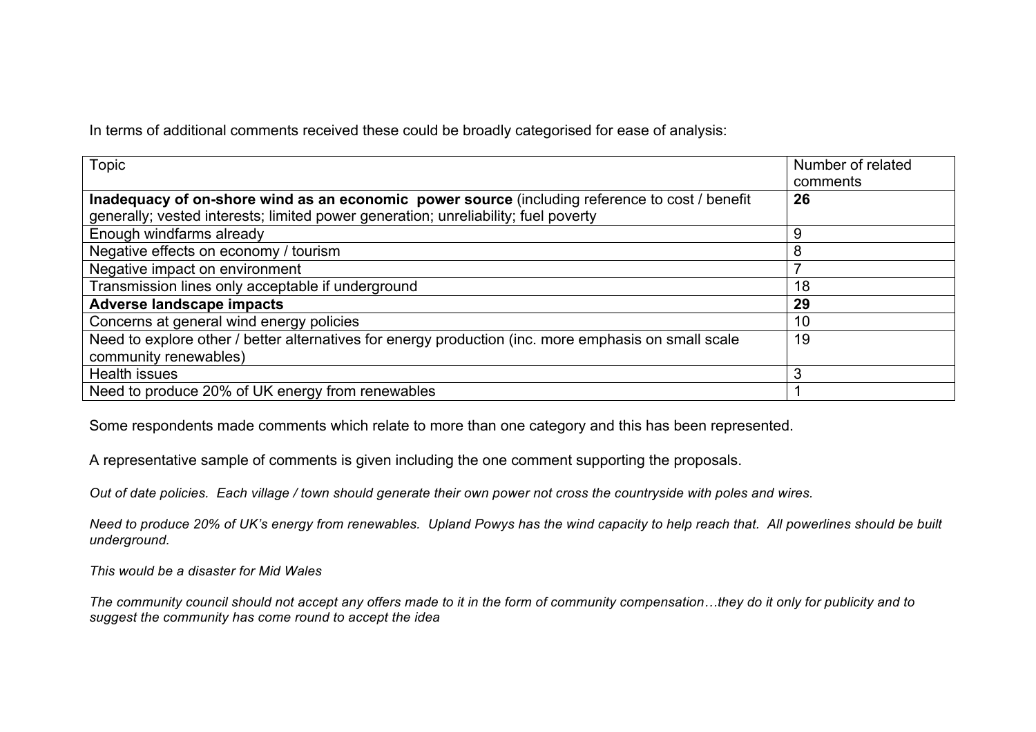In terms of additional comments received these could be broadly categorised for ease of analysis:

| Topic | Number of related comments |
| --- | --- |
| **Inadequacy of on-shore wind as an economic power source** (including reference to cost / benefit generally; vested interests; limited power generation; unreliability; fuel poverty | **26** |
| Enough windfarms already | 9 |
| Negative effects on economy / tourism | 8 |
| Negative impact on environment | 7 |
| Transmission lines only acceptable if underground | 18 |
| **Adverse landscape impacts** | **29** |
| Concerns at general wind energy policies | 10 |
| Need to explore other / better alternatives for energy production (inc. more emphasis on small scale community renewables) | 19 |
| Health issues | 3 |
| Need to produce 20% of UK energy from renewables | 1 |

Some respondents made comments which relate to more than one category and this has been represented.

A representative sample of comments is given including the one comment supporting the proposals.

*Out of date policies. Each village / town should generate their own power not cross the countryside with poles and wires.*

*Need to produce 20% of UK's energy from renewables. Upland Powys has the wind capacity to help reach that. All powerlines should be built underground.*

*This would be a disaster for Mid Wales*

*The community council should not accept any offers made to it in the form of community compensation…they do it only for publicity and to suggest the community has come round to accept the idea*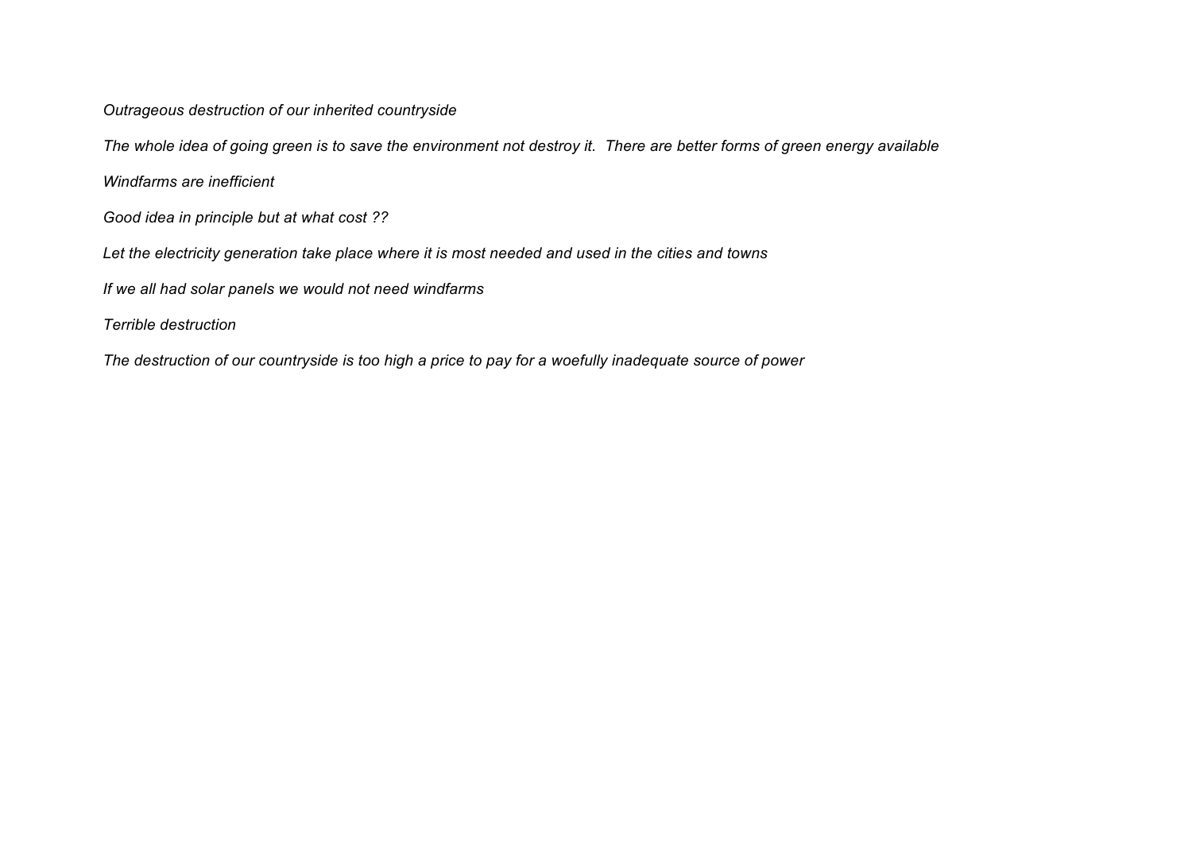*Outrageous destruction of our inherited countryside*

*The whole idea of going green is to save the environment not destroy it.  There are better forms of green energy available*

*Windfarms are inefficient*

*Good idea in principle but at what cost ??*

*Let the electricity generation take place where it is most needed and used in the cities and towns*

*If we all had solar panels we would not need windfarms*

*Terrible destruction*

*The destruction of our countryside is too high a price to pay for a woefully inadequate source of power*